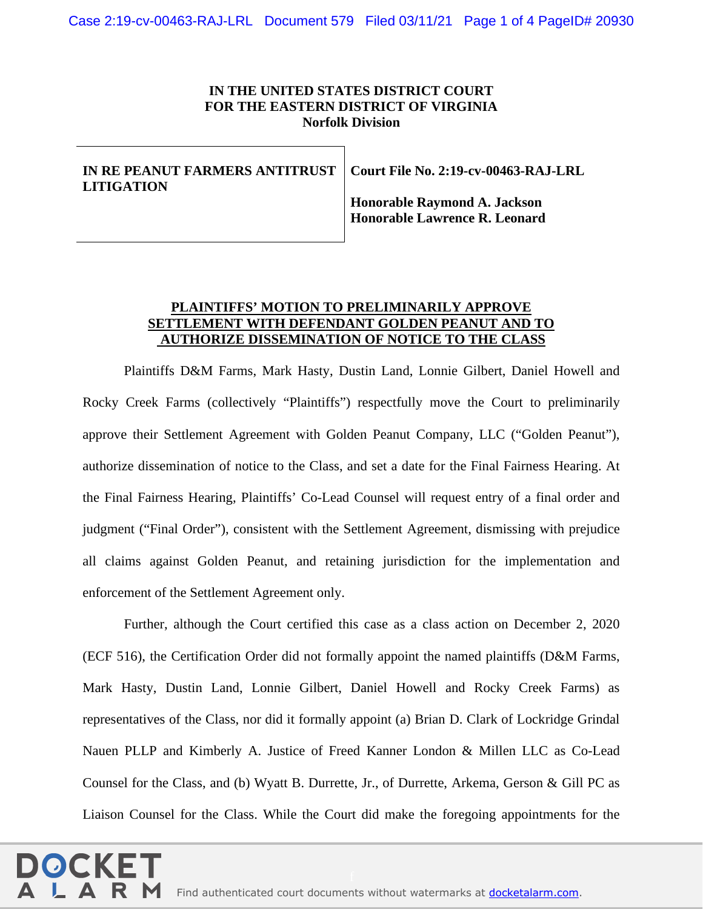**IN THE UNITED STATES DISTRICT COURT**
**FOR THE EASTERN DISTRICT OF VIRGINIA**
**Norfolk Division**

| | |
|---|---|
| **IN RE PEANUT FARMERS ANTITRUST LITIGATION** | **Court File No. 2:19-cv-00463-RAJ-LRL**<br><br>**Honorable Raymond A. Jackson**<br>**Honorable Lawrence R. Leonard** |

**PLAINTIFFS' MOTION TO PRELIMINARILY APPROVE SETTLEMENT WITH DEFENDANT GOLDEN PEANUT AND TO AUTHORIZE DISSEMINATION OF NOTICE TO THE CLASS**

Plaintiffs D&M Farms, Mark Hasty, Dustin Land, Lonnie Gilbert, Daniel Howell and Rocky Creek Farms (collectively "Plaintiffs") respectfully move the Court to preliminarily approve their Settlement Agreement with Golden Peanut Company, LLC ("Golden Peanut"), authorize dissemination of notice to the Class, and set a date for the Final Fairness Hearing. At the Final Fairness Hearing, Plaintiffs' Co-Lead Counsel will request entry of a final order and judgment ("Final Order"), consistent with the Settlement Agreement, dismissing with prejudice all claims against Golden Peanut, and retaining jurisdiction for the implementation and enforcement of the Settlement Agreement only.

Further, although the Court certified this case as a class action on December 2, 2020 (ECF 516), the Certification Order did not formally appoint the named plaintiffs (D&M Farms, Mark Hasty, Dustin Land, Lonnie Gilbert, Daniel Howell and Rocky Creek Farms) as representatives of the Class, nor did it formally appoint (a) Brian D. Clark of Lockridge Grindal Nauen PLLP and Kimberly A. Justice of Freed Kanner London & Millen LLC as Co-Lead Counsel for the Class, and (b) Wyatt B. Durrette, Jr., of Durrette, Arkema, Gerson & Gill PC as Liaison Counsel for the Class. While the Court did make the foregoing appointments for the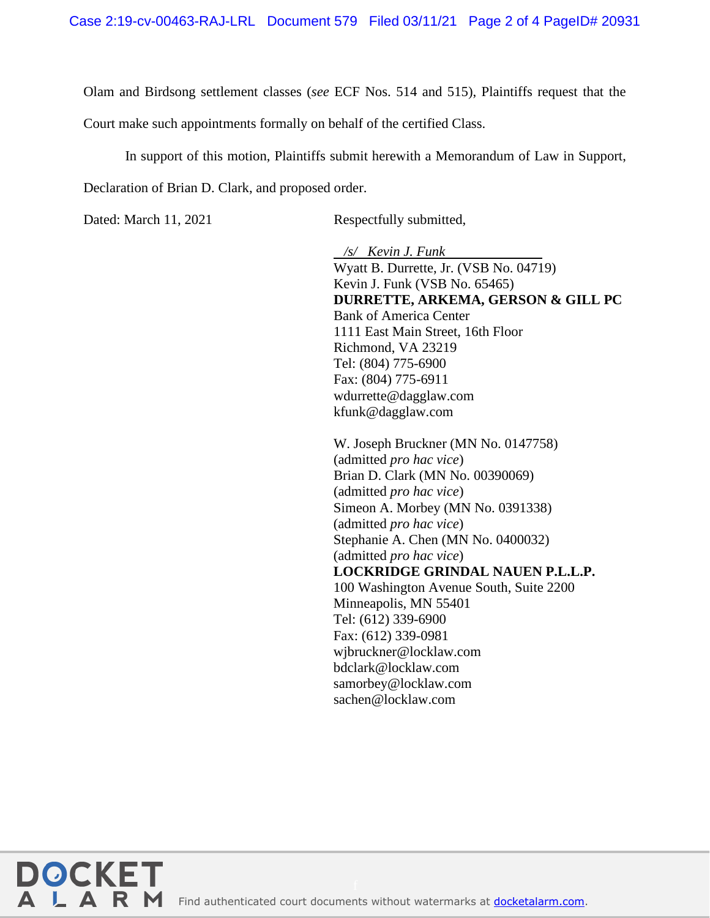Olam and Birdsong settlement classes (*see* ECF Nos. 514 and 515), Plaintiffs request that the Court make such appointments formally on behalf of the certified Class.

In support of this motion, Plaintiffs submit herewith a Memorandum of Law in Support, Declaration of Brian D. Clark, and proposed order.

Dated: March 11, 2021

Respectfully submitted,

*/s/ Kevin J. Funk*
Wyatt B. Durrette, Jr. (VSB No. 04719)
Kevin J. Funk (VSB No. 65465)
**DURRETTE, ARKEMA, GERSON & GILL PC**
Bank of America Center
1111 East Main Street, 16th Floor
Richmond, VA 23219
Tel: (804) 775-6900
Fax: (804) 775-6911
wdurrette@dagglaw.com
kfunk@dagglaw.com

W. Joseph Bruckner (MN No. 0147758)
(admitted *pro hac vice*)
Brian D. Clark (MN No. 00390069)
(admitted *pro hac vice*)
Simeon A. Morbey (MN No. 0391338)
(admitted *pro hac vice*)
Stephanie A. Chen (MN No. 0400032)
(admitted *pro hac vice*)
**LOCKRIDGE GRINDAL NAUEN P.L.L.P.**
100 Washington Avenue South, Suite 2200
Minneapolis, MN 55401
Tel: (612) 339-6900
Fax: (612) 339-0981
wjbruckner@locklaw.com
bdclark@locklaw.com
samorbey@locklaw.com
sachen@locklaw.com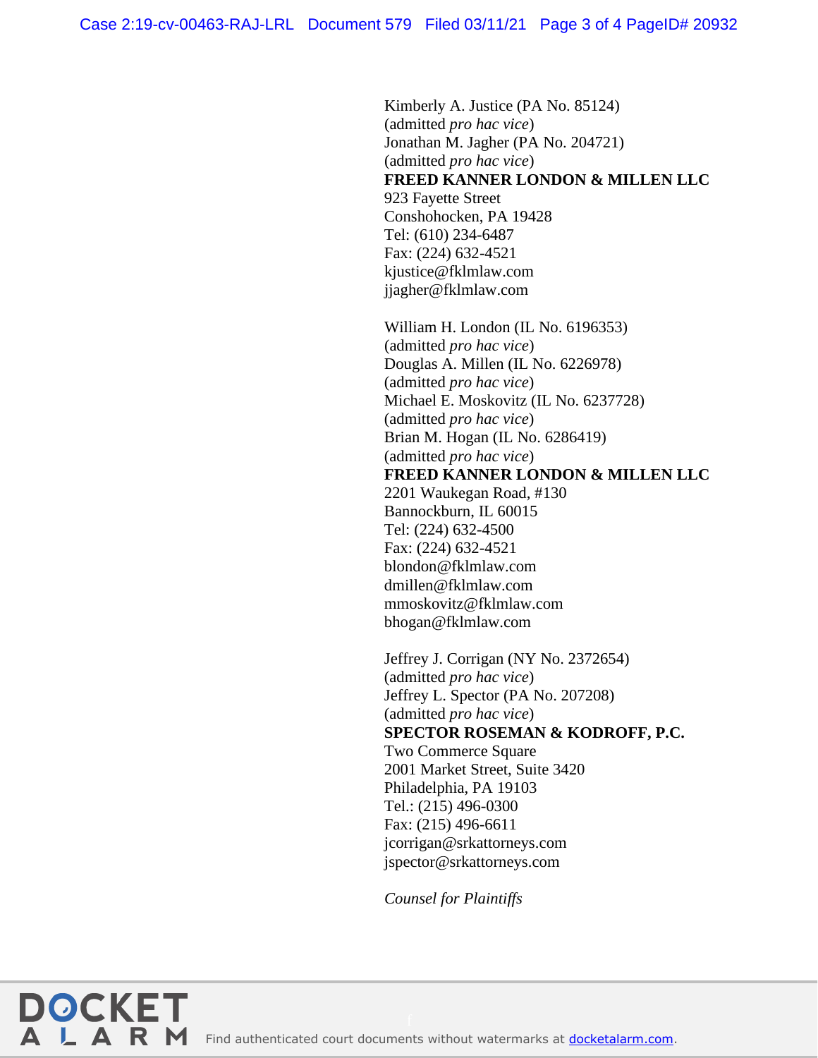Kimberly A. Justice (PA No. 85124)
(admitted *pro hac vice*)
Jonathan M. Jagher (PA No. 204721)
(admitted *pro hac vice*)
**FREED KANNER LONDON & MILLEN LLC**
923 Fayette Street
Conshohocken, PA 19428
Tel: (610) 234-6487
Fax: (224) 632-4521
kjustice@fklmlaw.com
jjagher@fklmlaw.com

William H. London (IL No. 6196353)
(admitted *pro hac vice*)
Douglas A. Millen (IL No. 6226978)
(admitted *pro hac vice*)
Michael E. Moskovitz (IL No. 6237728)
(admitted *pro hac vice*)
Brian M. Hogan (IL No. 6286419)
(admitted *pro hac vice*)
**FREED KANNER LONDON & MILLEN LLC**
2201 Waukegan Road, #130
Bannockburn, IL 60015
Tel: (224) 632-4500
Fax: (224) 632-4521
blondon@fklmlaw.com
dmillen@fklmlaw.com
mmoskovitz@fklmlaw.com
bhogan@fklmlaw.com

Jeffrey J. Corrigan (NY No. 2372654)
(admitted *pro hac vice*)
Jeffrey L. Spector (PA No. 207208)
(admitted *pro hac vice*)
**SPECTOR ROSEMAN & KODROFF, P.C.**
Two Commerce Square
2001 Market Street, Suite 3420
Philadelphia, PA 19103
Tel.: (215) 496-0300
Fax: (215) 496-6611
jcorrigan@srkattorneys.com
jspector@srkattorneys.com

*Counsel for Plaintiffs*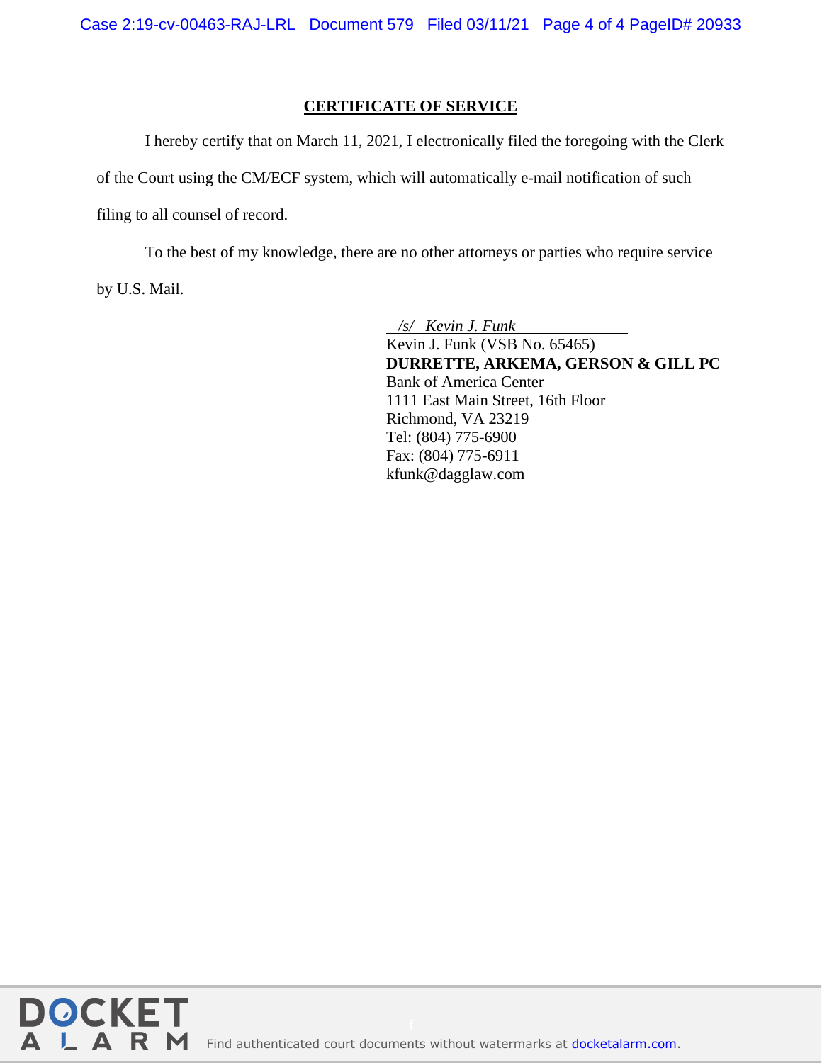**CERTIFICATE OF SERVICE**

I hereby certify that on March 11, 2021, I electronically filed the foregoing with the Clerk of the Court using the CM/ECF system, which will automatically e-mail notification of such filing to all counsel of record.

To the best of my knowledge, there are no other attorneys or parties who require service by U.S. Mail.

*/s/ Kevin J. Funk*
Kevin J. Funk (VSB No. 65465)
**DURRETTE, ARKEMA, GERSON & GILL PC**
Bank of America Center
1111 East Main Street, 16th Floor
Richmond, VA 23219
Tel: (804) 775-6900
Fax: (804) 775-6911
kfunk@dagglaw.com